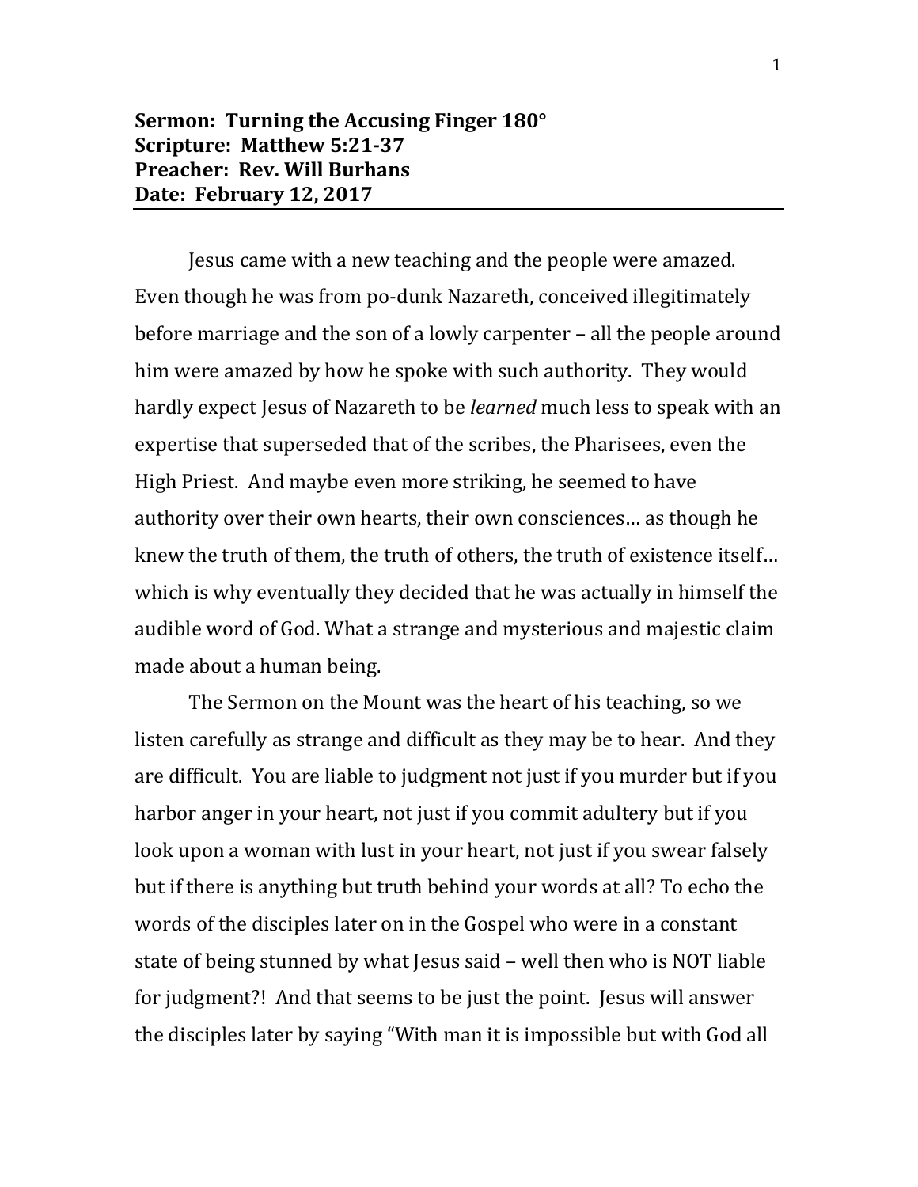**Sermon: Turning the Accusing Finger 180°**
**Scripture: Matthew 5:21-37**
**Preacher: Rev. Will Burhans**
**Date: February 12, 2017**

---

Jesus came with a new teaching and the people were amazed. Even though he was from po-dunk Nazareth, conceived illegitimately before marriage and the son of a lowly carpenter – all the people around him were amazed by how he spoke with such authority. They would hardly expect Jesus of Nazareth to be *learned* much less to speak with an expertise that superseded that of the scribes, the Pharisees, even the High Priest. And maybe even more striking, he seemed to have authority over their own hearts, their own consciences… as though he knew the truth of them, the truth of others, the truth of existence itself… which is why eventually they decided that he was actually in himself the audible word of God. What a strange and mysterious and majestic claim made about a human being.

The Sermon on the Mount was the heart of his teaching, so we listen carefully as strange and difficult as they may be to hear. And they are difficult. You are liable to judgment not just if you murder but if you harbor anger in your heart, not just if you commit adultery but if you look upon a woman with lust in your heart, not just if you swear falsely but if there is anything but truth behind your words at all? To echo the words of the disciples later on in the Gospel who were in a constant state of being stunned by what Jesus said – well then who is NOT liable for judgment?! And that seems to be just the point. Jesus will answer the disciples later by saying "With man it is impossible but with God all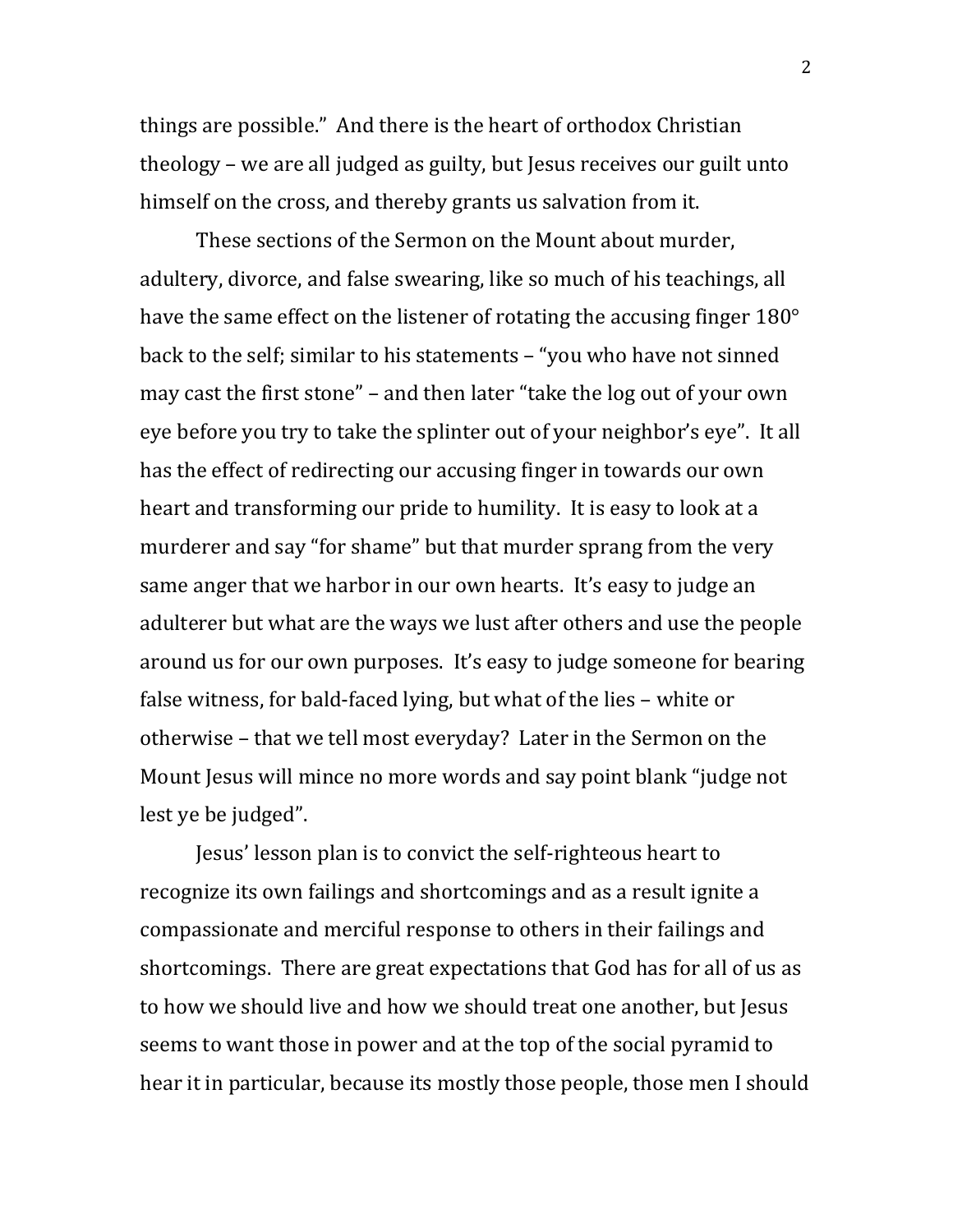things are possible." And there is the heart of orthodox Christian theology – we are all judged as guilty, but Jesus receives our guilt unto himself on the cross, and thereby grants us salvation from it.

These sections of the Sermon on the Mount about murder, adultery, divorce, and false swearing, like so much of his teachings, all have the same effect on the listener of rotating the accusing finger 180° back to the self; similar to his statements – "you who have not sinned may cast the first stone" – and then later "take the log out of your own eye before you try to take the splinter out of your neighbor's eye". It all has the effect of redirecting our accusing finger in towards our own heart and transforming our pride to humility. It is easy to look at a murderer and say "for shame" but that murder sprang from the very same anger that we harbor in our own hearts. It's easy to judge an adulterer but what are the ways we lust after others and use the people around us for our own purposes. It's easy to judge someone for bearing false witness, for bald-faced lying, but what of the lies – white or otherwise – that we tell most everyday? Later in the Sermon on the Mount Jesus will mince no more words and say point blank "judge not lest ye be judged".

Jesus' lesson plan is to convict the self-righteous heart to recognize its own failings and shortcomings and as a result ignite a compassionate and merciful response to others in their failings and shortcomings. There are great expectations that God has for all of us as to how we should live and how we should treat one another, but Jesus seems to want those in power and at the top of the social pyramid to hear it in particular, because its mostly those people, those men I should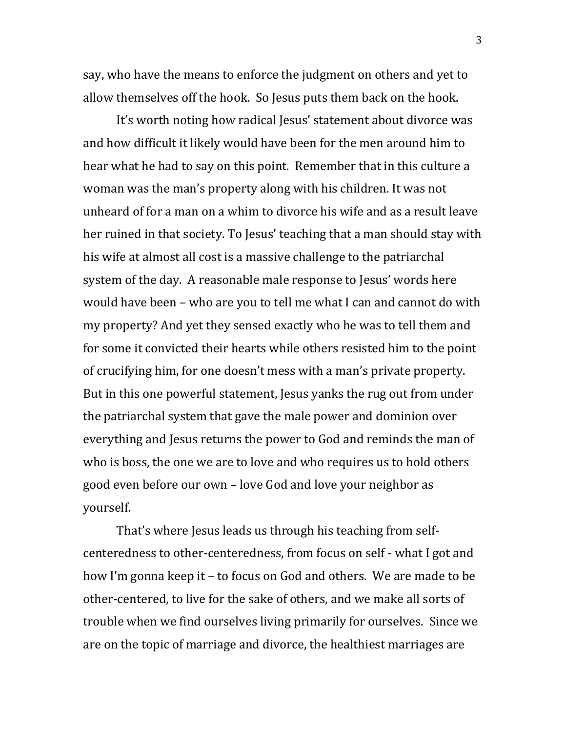say, who have the means to enforce the judgment on others and yet to allow themselves off the hook. So Jesus puts them back on the hook.

It's worth noting how radical Jesus' statement about divorce was and how difficult it likely would have been for the men around him to hear what he had to say on this point. Remember that in this culture a woman was the man's property along with his children. It was not unheard of for a man on a whim to divorce his wife and as a result leave her ruined in that society. To Jesus' teaching that a man should stay with his wife at almost all cost is a massive challenge to the patriarchal system of the day. A reasonable male response to Jesus' words here would have been – who are you to tell me what I can and cannot do with my property? And yet they sensed exactly who he was to tell them and for some it convicted their hearts while others resisted him to the point of crucifying him, for one doesn't mess with a man's private property. But in this one powerful statement, Jesus yanks the rug out from under the patriarchal system that gave the male power and dominion over everything and Jesus returns the power to God and reminds the man of who is boss, the one we are to love and who requires us to hold others good even before our own – love God and love your neighbor as yourself.

That's where Jesus leads us through his teaching from self-centeredness to other-centeredness, from focus on self - what I got and how I'm gonna keep it – to focus on God and others. We are made to be other-centered, to live for the sake of others, and we make all sorts of trouble when we find ourselves living primarily for ourselves. Since we are on the topic of marriage and divorce, the healthiest marriages are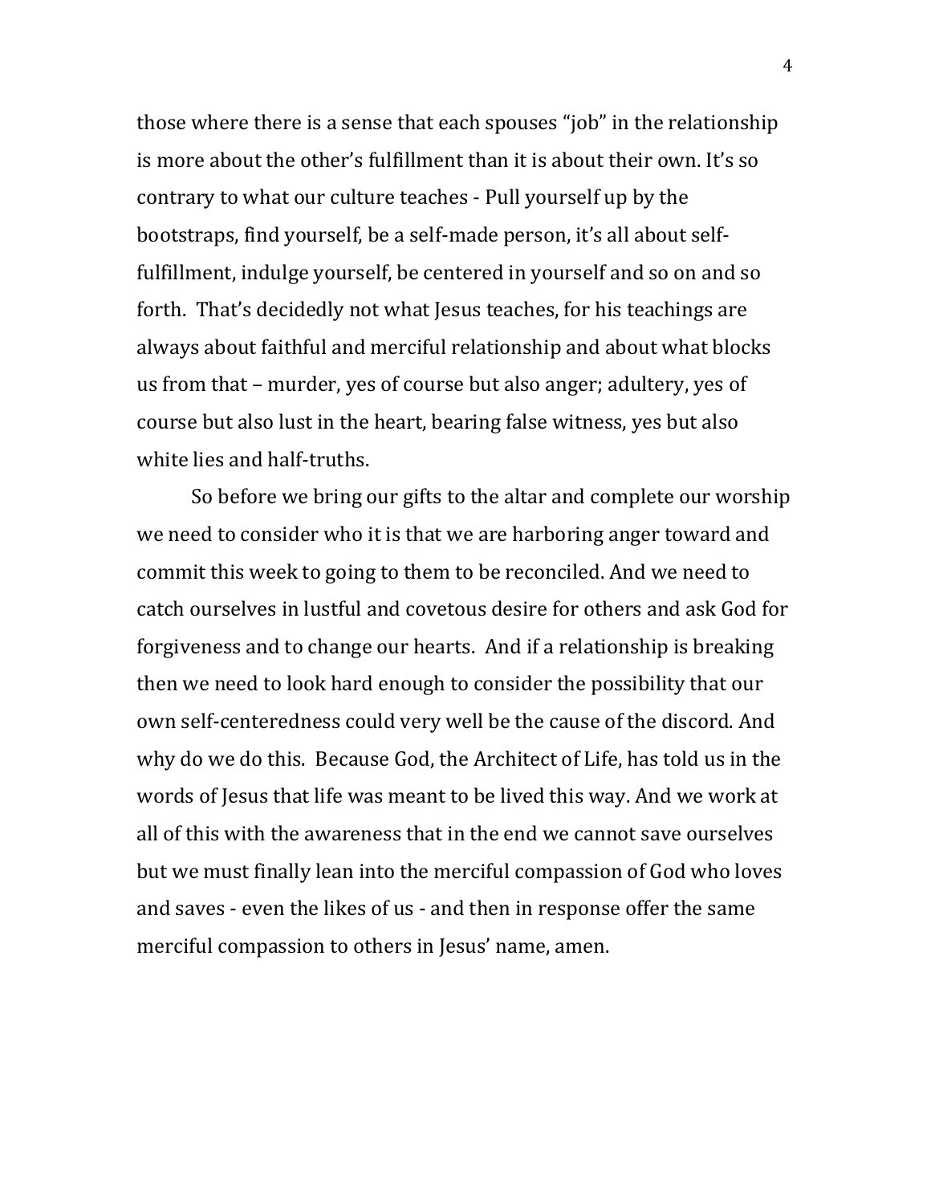those where there is a sense that each spouses "job" in the relationship is more about the other's fulfillment than it is about their own. It's so contrary to what our culture teaches - Pull yourself up by the bootstraps, find yourself, be a self-made person, it's all about self-fulfillment, indulge yourself, be centered in yourself and so on and so forth. That's decidedly not what Jesus teaches, for his teachings are always about faithful and merciful relationship and about what blocks us from that – murder, yes of course but also anger; adultery, yes of course but also lust in the heart, bearing false witness, yes but also white lies and half-truths.

So before we bring our gifts to the altar and complete our worship we need to consider who it is that we are harboring anger toward and commit this week to going to them to be reconciled. And we need to catch ourselves in lustful and covetous desire for others and ask God for forgiveness and to change our hearts. And if a relationship is breaking then we need to look hard enough to consider the possibility that our own self-centeredness could very well be the cause of the discord. And why do we do this. Because God, the Architect of Life, has told us in the words of Jesus that life was meant to be lived this way. And we work at all of this with the awareness that in the end we cannot save ourselves but we must finally lean into the merciful compassion of God who loves and saves - even the likes of us - and then in response offer the same merciful compassion to others in Jesus' name, amen.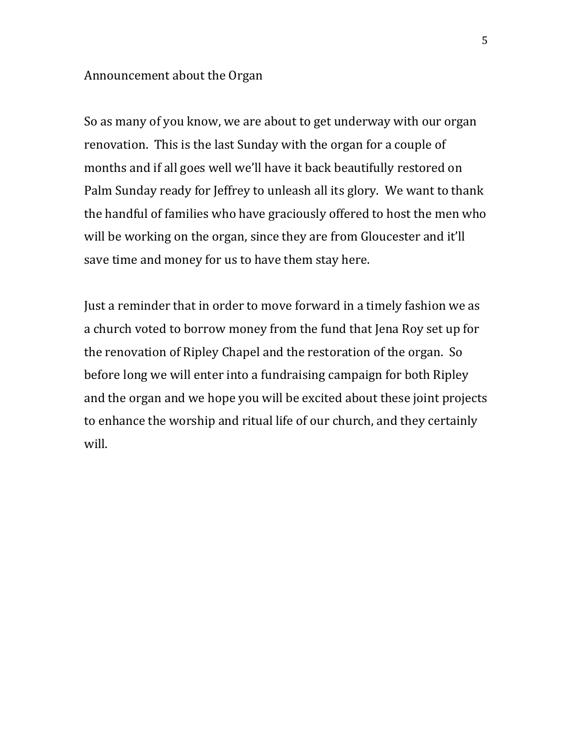## Announcement about the Organ

So as many of you know, we are about to get underway with our organ renovation. This is the last Sunday with the organ for a couple of months and if all goes well we'll have it back beautifully restored on Palm Sunday ready for Jeffrey to unleash all its glory. We want to thank the handful of families who have graciously offered to host the men who will be working on the organ, since they are from Gloucester and it'll save time and money for us to have them stay here.

Just a reminder that in order to move forward in a timely fashion we as a church voted to borrow money from the fund that Jena Roy set up for the renovation of Ripley Chapel and the restoration of the organ. So before long we will enter into a fundraising campaign for both Ripley and the organ and we hope you will be excited about these joint projects to enhance the worship and ritual life of our church, and they certainly will.